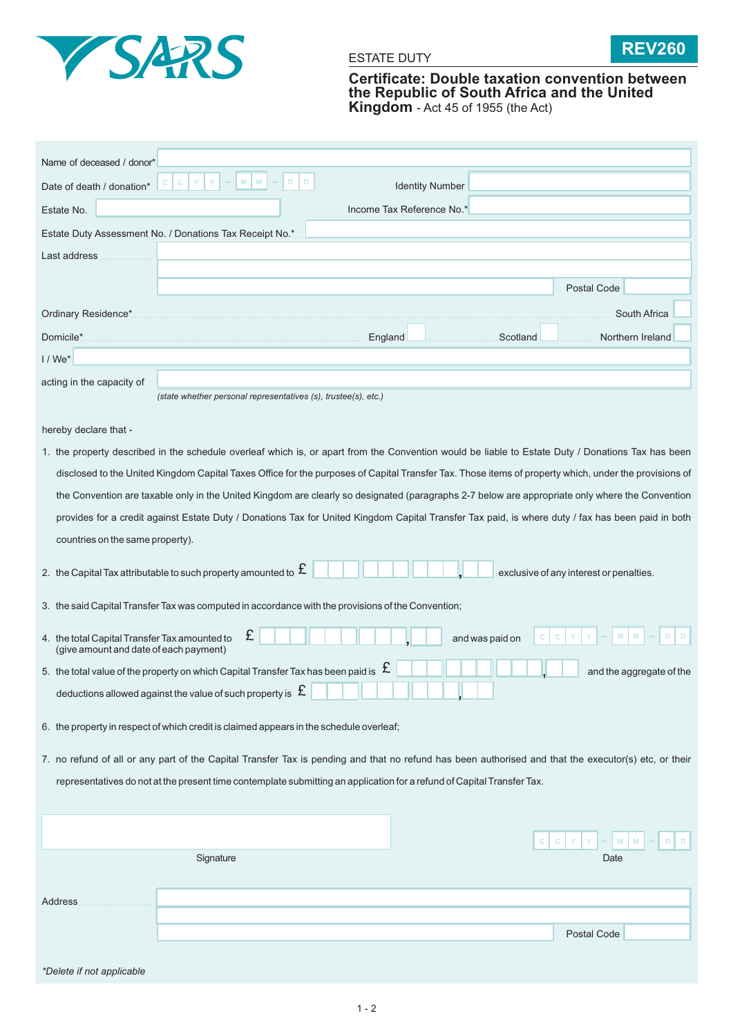SARS

ESTATE DUTY

**REV260**

## Certificate: Double taxation convention between the Republic of South Africa and the United Kingdom - Act 45 of 1955 (the Act)

Name of deceased / donor*

Date of death / donation* CCYY - MM - DD

Identity Number

Estate No.

Income Tax Reference No.*

Estate Duty Assessment No. / Donations Tax Receipt No.*

Last address

Postal Code

Ordinary Residence* South Africa

Domicile* England Scotland Northern Ireland

I / We*

acting in the capacity of

*(state whether personal representatives (s), trustee(s), etc.)*

hereby declare that -

1. the property described in the schedule overleaf which is, or apart from the Convention would be liable to Estate Duty / Donations Tax has been disclosed to the United Kingdom Capital Taxes Office for the purposes of Capital Transfer Tax. Those items of property which, under the provisions of the Convention are taxable only in the United Kingdom are clearly so designated (paragraphs 2-7 below are appropriate only where the Convention provides for a credit against Estate Duty / Donations Tax for United Kingdom Capital Transfer Tax paid, is where duty / fax has been paid in both countries on the same property).

2. the Capital Tax attributable to such property amounted to £ ,  exclusive of any interest or penalties.

3. the said Capital Transfer Tax was computed in accordance with the provisions of the Convention;

4. the total Capital Transfer Tax amounted to £ ,  and was paid on CCYY - MM - DD
(give amount and date of each payment)

5. the total value of the property on which Capital Transfer Tax has been paid is £ ,  and the aggregate of the deductions allowed against the value of such property is £ ,

6. the property in respect of which credit is claimed appears in the schedule overleaf;

7. no refund of all or any part of the Capital Transfer Tax is pending and that no refund has been authorised and that the executor(s) etc, or their representatives do not at the present time contemplate submitting an application for a refund of Capital Transfer Tax.

Signature

Date CCYY - MM - DD

Address

Postal Code

*\*Delete if not applicable*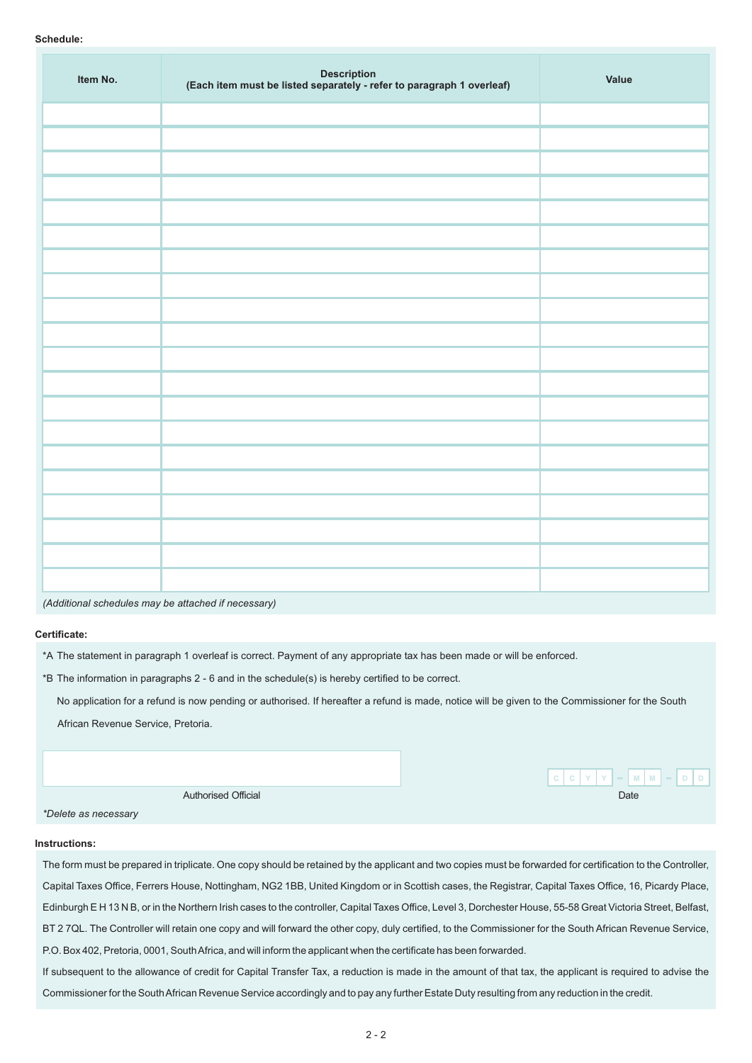**Schedule:**

| Item No. | Description<br>(Each item must be listed separately - refer to paragraph 1 overleaf) | Value |
|---|---|---|
| | | |
| | | |
| | | |
| | | |
| | | |
| | | |
| | | |
| | | |
| | | |
| | | |
| | | |
| | | |
| | | |
| | | |
| | | |
| | | |
| | | |
| | | |
| | | |
| | | |

*(Additional schedules may be attached if necessary)*

**Certificate:**

*A The statement in paragraph 1 overleaf is correct. Payment of any appropriate tax has been made or will be enforced.

*B The information in paragraphs 2 - 6 and in the schedule(s) is hereby certified to be correct.

No application for a refund is now pending or authorised. If hereafter a refund is made, notice will be given to the Commissioner for the South African Revenue Service, Pretoria.

Authorised Official

Date C C Y Y - M M - D D

*\*Delete as necessary*

**Instructions:**

The form must be prepared in triplicate. One copy should be retained by the applicant and two copies must be forwarded for certification to the Controller, Capital Taxes Office, Ferrers House, Nottingham, NG2 1BB, United Kingdom or in Scottish cases, the Registrar, Capital Taxes Office, 16, Picardy Place, Edinburgh E H 13 N B, or in the Northern Irish cases to the controller, Capital Taxes Office, Level 3, Dorchester House, 55-58 Great Victoria Street, Belfast, BT 2 7QL. The Controller will retain one copy and will forward the other copy, duly certified, to the Commissioner for the South African Revenue Service, P.O. Box 402, Pretoria, 0001, South Africa, and will inform the applicant when the certificate has been forwarded.

If subsequent to the allowance of credit for Capital Transfer Tax, a reduction is made in the amount of that tax, the applicant is required to advise the Commissioner for the South African Revenue Service accordingly and to pay any further Estate Duty resulting from any reduction in the credit.